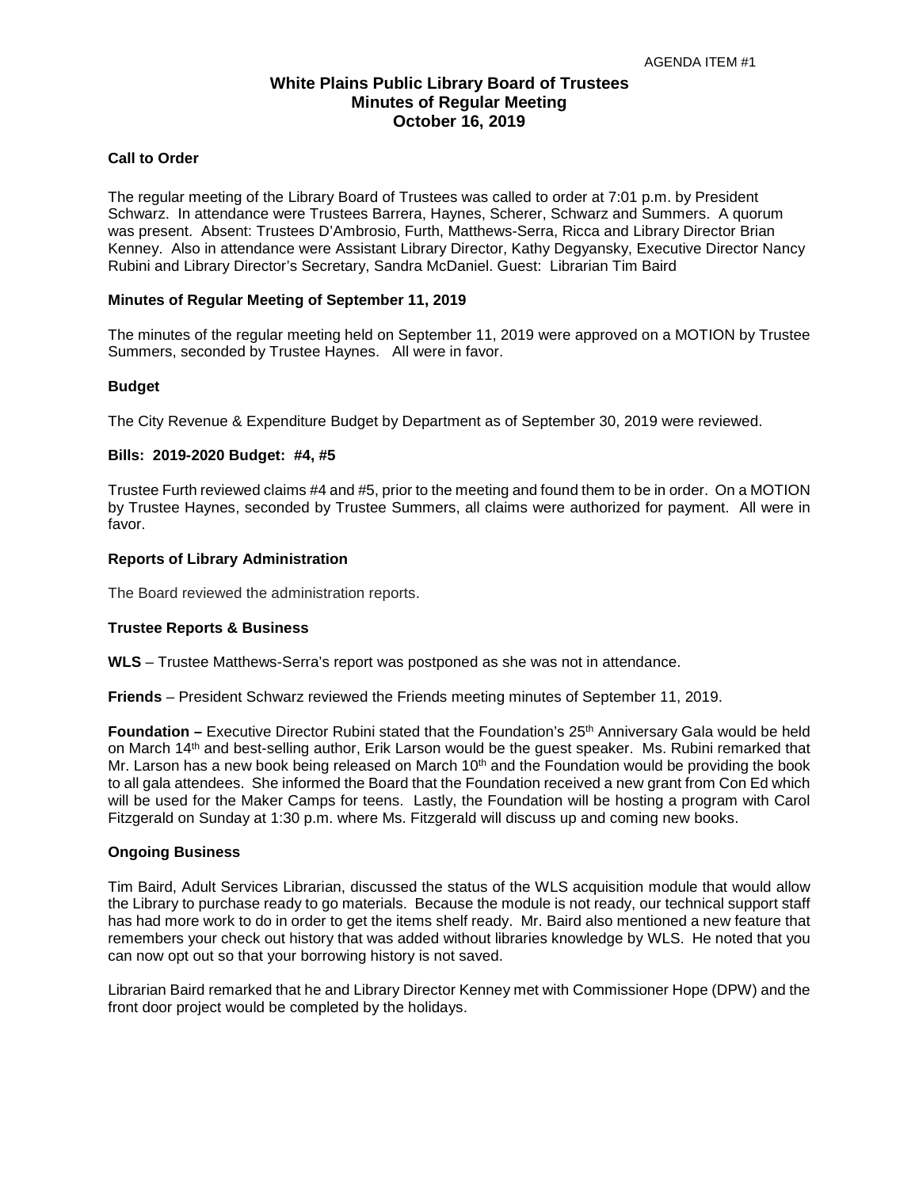AGENDA ITEM #1

# White Plains Public Library Board of Trustees
## Minutes of Regular Meeting
## October 16, 2019

**Call to Order**

The regular meeting of the Library Board of Trustees was called to order at 7:01 p.m. by President Schwarz. In attendance were Trustees Barrera, Haynes, Scherer, Schwarz and Summers. A quorum was present. Absent: Trustees D'Ambrosio, Furth, Matthews-Serra, Ricca and Library Director Brian Kenney. Also in attendance were Assistant Library Director, Kathy Degyansky, Executive Director Nancy Rubini and Library Director's Secretary, Sandra McDaniel. Guest: Librarian Tim Baird

**Minutes of Regular Meeting of September 11, 2019**

The minutes of the regular meeting held on September 11, 2019 were approved on a MOTION by Trustee Summers, seconded by Trustee Haynes. All were in favor.

**Budget**

The City Revenue & Expenditure Budget by Department as of September 30, 2019 were reviewed.

**Bills: 2019-2020 Budget: #4, #5**

Trustee Furth reviewed claims #4 and #5, prior to the meeting and found them to be in order. On a MOTION by Trustee Haynes, seconded by Trustee Summers, all claims were authorized for payment. All were in favor.

**Reports of Library Administration**

The Board reviewed the administration reports.

**Trustee Reports & Business**

**WLS** – Trustee Matthews-Serra's report was postponed as she was not in attendance.

**Friends** – President Schwarz reviewed the Friends meeting minutes of September 11, 2019.

**Foundation –** Executive Director Rubini stated that the Foundation's 25th Anniversary Gala would be held on March 14th and best-selling author, Erik Larson would be the guest speaker. Ms. Rubini remarked that Mr. Larson has a new book being released on March 10th and the Foundation would be providing the book to all gala attendees. She informed the Board that the Foundation received a new grant from Con Ed which will be used for the Maker Camps for teens. Lastly, the Foundation will be hosting a program with Carol Fitzgerald on Sunday at 1:30 p.m. where Ms. Fitzgerald will discuss up and coming new books.

**Ongoing Business**

Tim Baird, Adult Services Librarian, discussed the status of the WLS acquisition module that would allow the Library to purchase ready to go materials. Because the module is not ready, our technical support staff has had more work to do in order to get the items shelf ready. Mr. Baird also mentioned a new feature that remembers your check out history that was added without libraries knowledge by WLS. He noted that you can now opt out so that your borrowing history is not saved.

Librarian Baird remarked that he and Library Director Kenney met with Commissioner Hope (DPW) and the front door project would be completed by the holidays.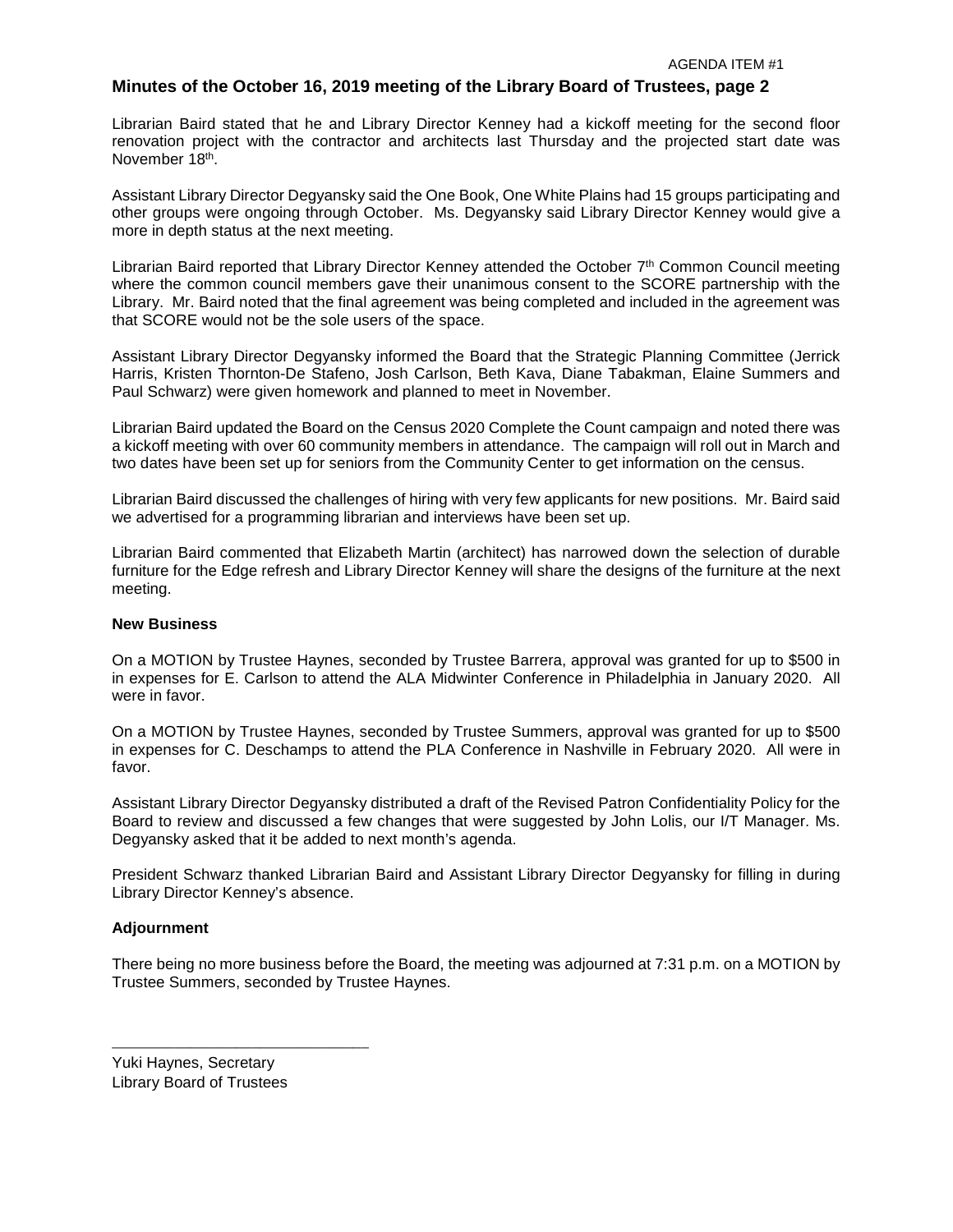AGENDA ITEM #1

## Minutes of the October 16, 2019 meeting of the Library Board of Trustees, page 2

Librarian Baird stated that he and Library Director Kenney had a kickoff meeting for the second floor renovation project with the contractor and architects last Thursday and the projected start date was November 18th.

Assistant Library Director Degyansky said the One Book, One White Plains had 15 groups participating and other groups were ongoing through October. Ms. Degyansky said Library Director Kenney would give a more in depth status at the next meeting.

Librarian Baird reported that Library Director Kenney attended the October 7th Common Council meeting where the common council members gave their unanimous consent to the SCORE partnership with the Library. Mr. Baird noted that the final agreement was being completed and included in the agreement was that SCORE would not be the sole users of the space.

Assistant Library Director Degyansky informed the Board that the Strategic Planning Committee (Jerrick Harris, Kristen Thornton-De Stafeno, Josh Carlson, Beth Kava, Diane Tabakman, Elaine Summers and Paul Schwarz) were given homework and planned to meet in November.

Librarian Baird updated the Board on the Census 2020 Complete the Count campaign and noted there was a kickoff meeting with over 60 community members in attendance. The campaign will roll out in March and two dates have been set up for seniors from the Community Center to get information on the census.

Librarian Baird discussed the challenges of hiring with very few applicants for new positions. Mr. Baird said we advertised for a programming librarian and interviews have been set up.

Librarian Baird commented that Elizabeth Martin (architect) has narrowed down the selection of durable furniture for the Edge refresh and Library Director Kenney will share the designs of the furniture at the next meeting.

### New Business

On a MOTION by Trustee Haynes, seconded by Trustee Barrera, approval was granted for up to $500 in in expenses for E. Carlson to attend the ALA Midwinter Conference in Philadelphia in January 2020. All were in favor.

On a MOTION by Trustee Haynes, seconded by Trustee Summers, approval was granted for up to $500 in expenses for C. Deschamps to attend the PLA Conference in Nashville in February 2020. All were in favor.

Assistant Library Director Degyansky distributed a draft of the Revised Patron Confidentiality Policy for the Board to review and discussed a few changes that were suggested by John Lolis, our I/T Manager. Ms. Degyansky asked that it be added to next month's agenda.

President Schwarz thanked Librarian Baird and Assistant Library Director Degyansky for filling in during Library Director Kenney's absence.

### Adjournment

There being no more business before the Board, the meeting was adjourned at 7:31 p.m. on a MOTION by Trustee Summers, seconded by Trustee Haynes.

\_\_\_\_\_\_\_\_\_\_\_\_\_\_\_\_\_\_\_\_\_\_\_\_\_\_\_\_\_\_

Yuki Haynes, Secretary
Library Board of Trustees